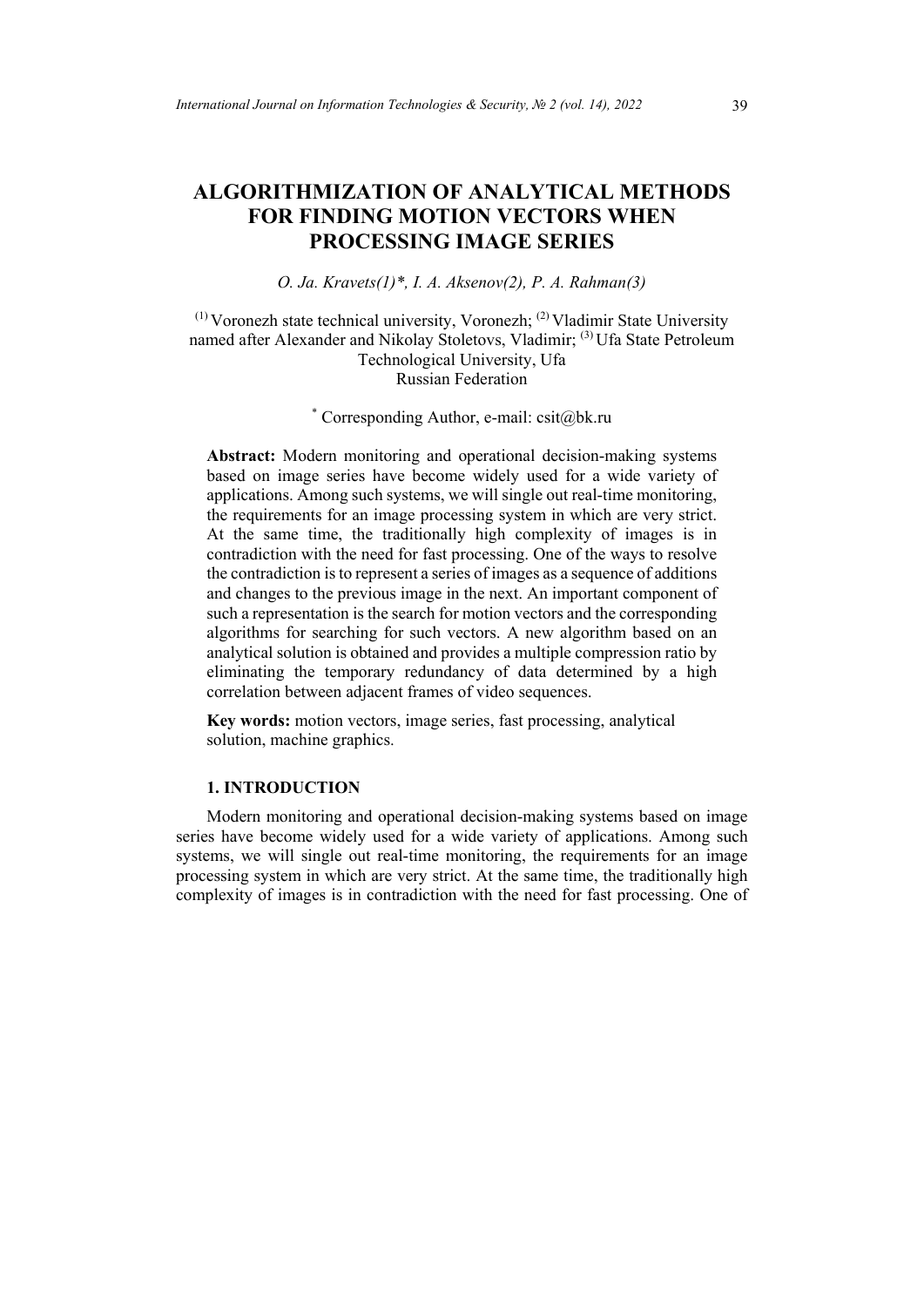# ALGORITHMIZATION OF ANALYTICAL METHODS FOR FINDING MOTION VECTORS WHEN PROCESSING IMAGE SERIES

*O. Ja. Kravets(1)\*, I. A. Aksenov(2), P. A. Rahman(3)*

[(1)] Voronezh state technical university, Voronezh; [(2)] Vladimir State University named after Alexander and Nikolay Stoletovs, Vladimir; [(3)] Ufa State Petroleum Technological University, Ufa
Russian Federation

[*] Corresponding Author, e-mail: csit@bk.ru

**Abstract:** Modern monitoring and operational decision-making systems based on image series have become widely used for a wide variety of applications. Among such systems, we will single out real-time monitoring, the requirements for an image processing system in which are very strict. At the same time, the traditionally high complexity of images is in contradiction with the need for fast processing. One of the ways to resolve the contradiction is to represent a series of images as a sequence of additions and changes to the previous image in the next. An important component of such a representation is the search for motion vectors and the corresponding algorithms for searching for such vectors. A new algorithm based on an analytical solution is obtained and provides a multiple compression ratio by eliminating the temporary redundancy of data determined by a high correlation between adjacent frames of video sequences.

**Key words:** motion vectors, image series, fast processing, analytical solution, machine graphics.

## 1. INTRODUCTION

Modern monitoring and operational decision-making systems based on image series have become widely used for a wide variety of applications. Among such systems, we will single out real-time monitoring, the requirements for an image processing system in which are very strict. At the same time, the traditionally high complexity of images is in contradiction with the need for fast processing. One of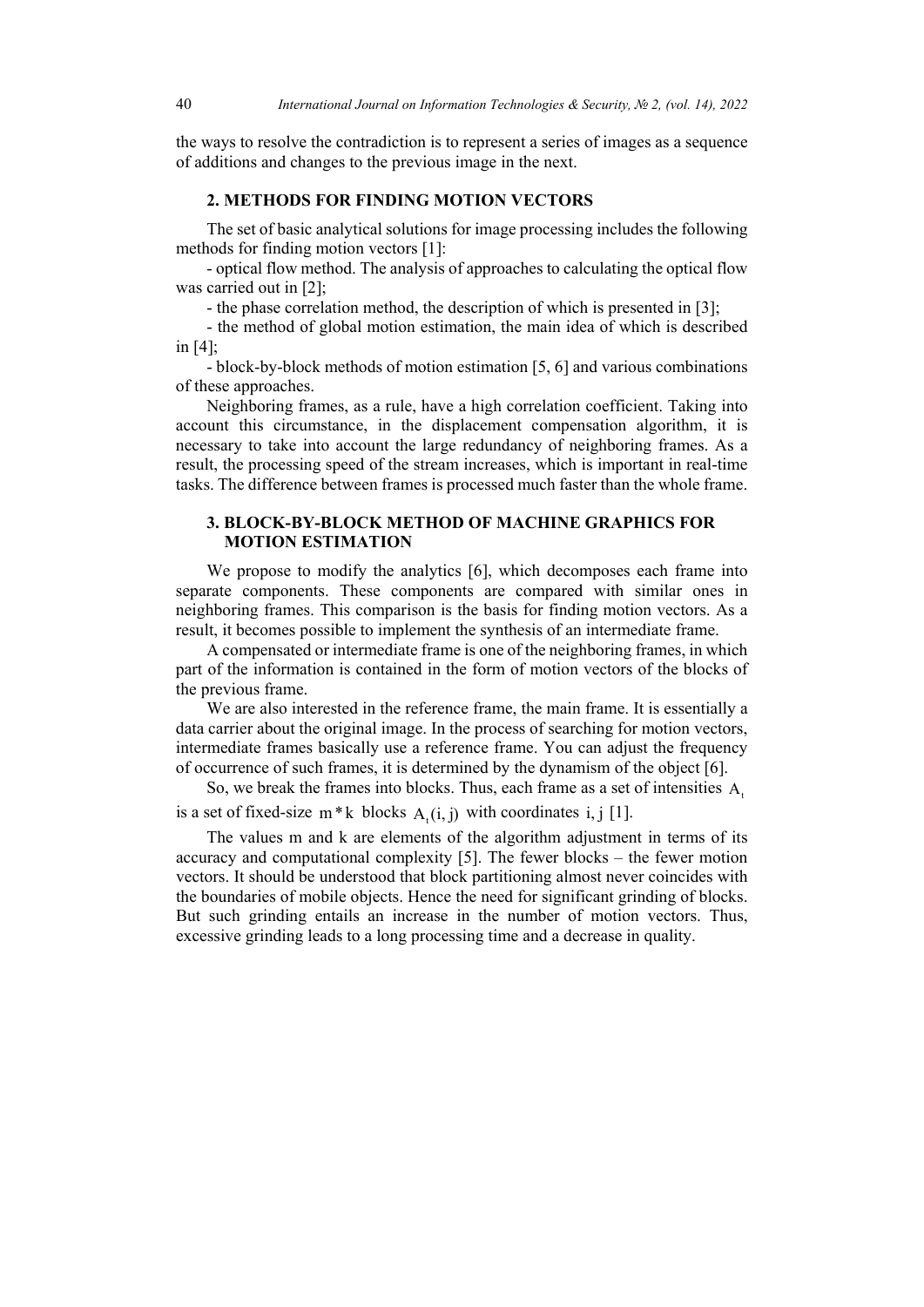the ways to resolve the contradiction is to represent a series of images as a sequence of additions and changes to the previous image in the next.

## 2. METHODS FOR FINDING MOTION VECTORS

The set of basic analytical solutions for image processing includes the following methods for finding motion vectors [1]:

- optical flow method. The analysis of approaches to calculating the optical flow was carried out in [2];
- the phase correlation method, the description of which is presented in [3];
- the method of global motion estimation, the main idea of which is described in [4];
- block-by-block methods of motion estimation [5, 6] and various combinations of these approaches.

Neighboring frames, as a rule, have a high correlation coefficient. Taking into account this circumstance, in the displacement compensation algorithm, it is necessary to take into account the large redundancy of neighboring frames. As a result, the processing speed of the stream increases, which is important in real-time tasks. The difference between frames is processed much faster than the whole frame.

## 3. BLOCK-BY-BLOCK METHOD OF MACHINE GRAPHICS FOR MOTION ESTIMATION

We propose to modify the analytics [6], which decomposes each frame into separate components. These components are compared with similar ones in neighboring frames. This comparison is the basis for finding motion vectors. As a result, it becomes possible to implement the synthesis of an intermediate frame.

A compensated or intermediate frame is one of the neighboring frames, in which part of the information is contained in the form of motion vectors of the blocks of the previous frame.

We are also interested in the reference frame, the main frame. It is essentially a data carrier about the original image. In the process of searching for motion vectors, intermediate frames basically use a reference frame. You can adjust the frequency of occurrence of such frames, it is determined by the dynamism of the object [6].

So, we break the frames into blocks. Thus, each frame as a set of intensities $A_t$ is a set of fixed-size $m*k$ blocks $A_t(i, j)$ with coordinates $i, j$ [1].

The values m and k are elements of the algorithm adjustment in terms of its accuracy and computational complexity [5]. The fewer blocks – the fewer motion vectors. It should be understood that block partitioning almost never coincides with the boundaries of mobile objects. Hence the need for significant grinding of blocks. But such grinding entails an increase in the number of motion vectors. Thus, excessive grinding leads to a long processing time and a decrease in quality.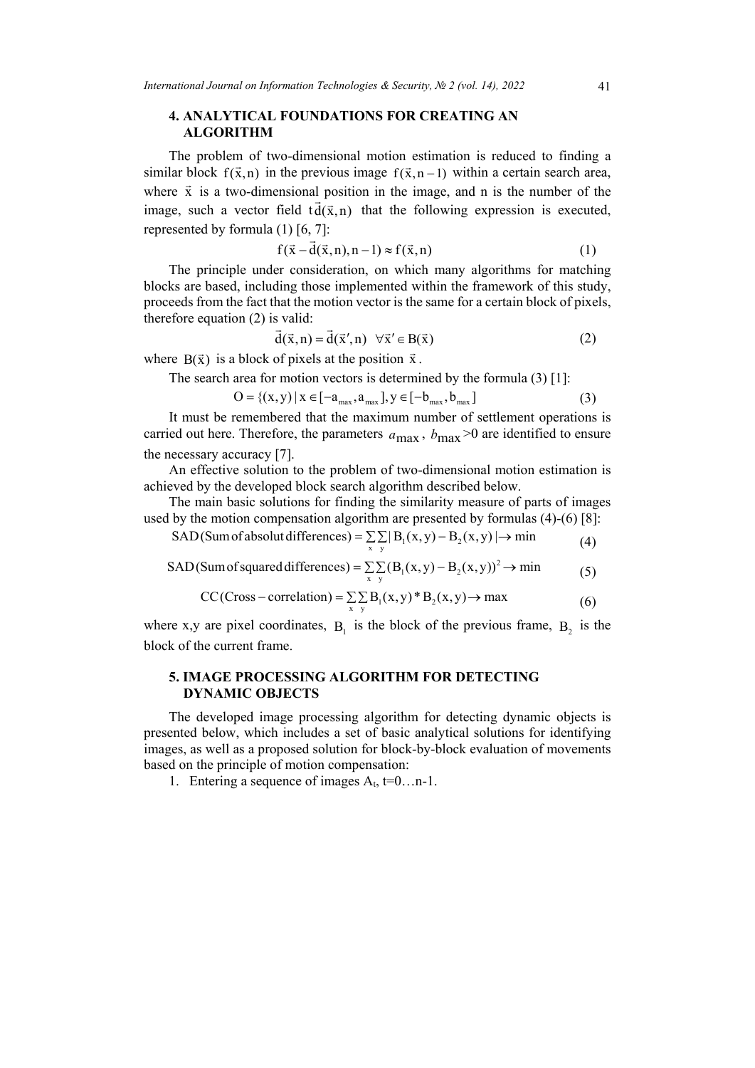## 4. ANALYTICAL FOUNDATIONS FOR CREATING AN ALGORITHM

The problem of two-dimensional motion estimation is reduced to finding a similar block $f(\vec{x}, n)$ in the previous image $f(\vec{x}, n-1)$ within a certain search area, where $\vec{x}$ is a two-dimensional position in the image, and n is the number of the image, such a vector field $t\vec{d}(\vec{x}, n)$ that the following expression is executed, represented by formula (1) [6, 7]:

$$f(\vec{x} - \vec{d}(\vec{x}, n), n-1) \approx f(\vec{x}, n) \tag{1}$$

The principle under consideration, on which many algorithms for matching blocks are based, including those implemented within the framework of this study, proceeds from the fact that the motion vector is the same for a certain block of pixels, therefore equation (2) is valid:

$$\vec{d}(\vec{x}, n) = \vec{d}(\vec{x}', n) \quad \forall \vec{x}' \in B(\vec{x}) \tag{2}$$

where $B(\vec{x})$ is a block of pixels at the position $\vec{x}$.

The search area for motion vectors is determined by the formula (3) [1]:

$$O = \{(x, y) \mid x \in [-a_{max}, a_{max}], y \in [-b_{max}, b_{max}] \tag{3}$$

It must be remembered that the maximum number of settlement operations is carried out here. Therefore, the parameters $a_{max}$, $b_{max}$ >0 are identified to ensure the necessary accuracy [7].

An effective solution to the problem of two-dimensional motion estimation is achieved by the developed block search algorithm described below.

The main basic solutions for finding the similarity measure of parts of images used by the motion compensation algorithm are presented by formulas (4)-(6) [8]:

$$\text{SAD(Sum of absolut differences)} = \sum_{x}\sum_{y} |B_1(x, y) - B_2(x, y)| \rightarrow \min \tag{4}$$

$$\text{SAD(Sum of squared differences)} = \sum_{x}\sum_{y} (B_1(x, y) - B_2(x, y))^2 \rightarrow \min \tag{5}$$

$$\text{CC(Cross} - \text{correlation)} = \sum_{x}\sum_{y} B_1(x, y) * B_2(x, y) \rightarrow \max \tag{6}$$

where x,y are pixel coordinates, $B_1$ is the block of the previous frame, $B_2$ is the block of the current frame.

## 5. IMAGE PROCESSING ALGORITHM FOR DETECTING DYNAMIC OBJECTS

The developed image processing algorithm for detecting dynamic objects is presented below, which includes a set of basic analytical solutions for identifying images, as well as a proposed solution for block-by-block evaluation of movements based on the principle of motion compensation:

1. Entering a sequence of images $A_t$, t=0…n-1.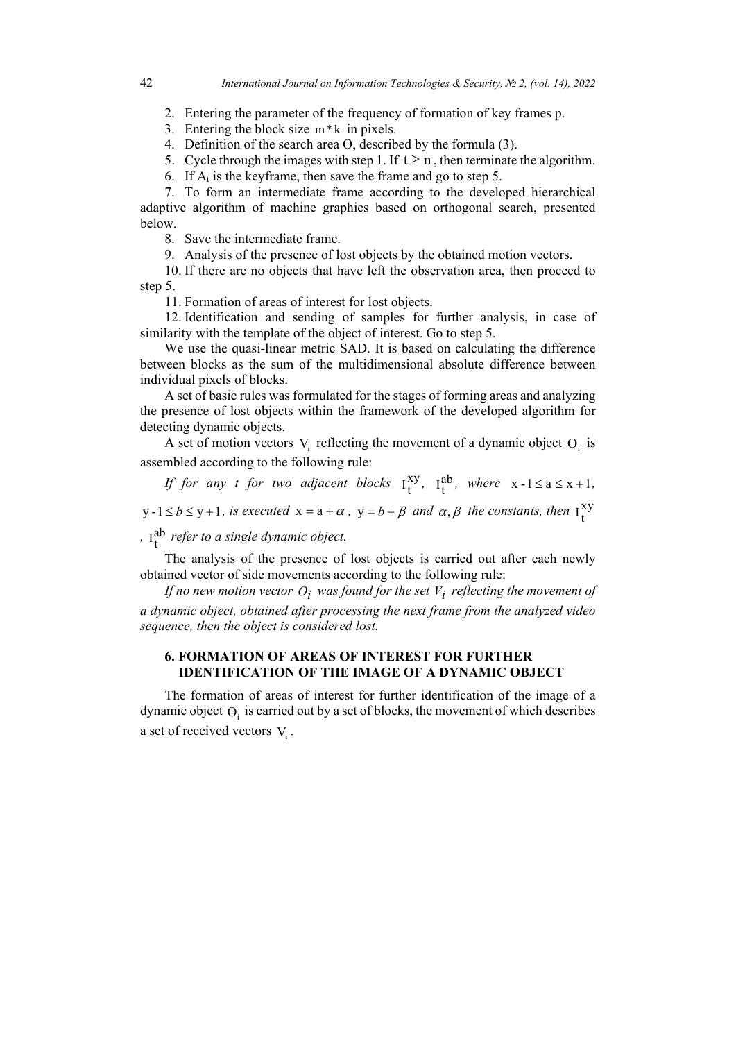2. Entering the parameter of the frequency of formation of key frames p.
3. Entering the block size $m * k$ in pixels.
4. Definition of the search area O, described by the formula (3).
5. Cycle through the images with step 1. If $t \geq n$, then terminate the algorithm.
6. If $A_t$ is the keyframe, then save the frame and go to step 5.
7. To form an intermediate frame according to the developed hierarchical adaptive algorithm of machine graphics based on orthogonal search, presented below.
8. Save the intermediate frame.
9. Analysis of the presence of lost objects by the obtained motion vectors.
10. If there are no objects that have left the observation area, then proceed to step 5.
11. Formation of areas of interest for lost objects.
12. Identification and sending of samples for further analysis, in case of similarity with the template of the object of interest. Go to step 5.

We use the quasi-linear metric SAD. It is based on calculating the difference between blocks as the sum of the multidimensional absolute difference between individual pixels of blocks.

A set of basic rules was formulated for the stages of forming areas and analyzing the presence of lost objects within the framework of the developed algorithm for detecting dynamic objects.

A set of motion vectors $V_i$ reflecting the movement of a dynamic object $O_i$ is assembled according to the following rule:

*If for any t for two adjacent blocks* $I_t^{xy}$, $I_t^{ab}$, *where* $x-1 \leq a \leq x+1$, $y-1 \leq b \leq y+1$, *is executed* $x = a + \alpha$, $y = b + \beta$ *and* $\alpha, \beta$ *the constants, then* $I_t^{xy}$, $I_t^{ab}$ *refer to a single dynamic object.*

The analysis of the presence of lost objects is carried out after each newly obtained vector of side movements according to the following rule:

*If no new motion vector* $O_i$ *was found for the set* $V_i$ *reflecting the movement of a dynamic object, obtained after processing the next frame from the analyzed video sequence, then the object is considered lost.*

## 6. FORMATION OF AREAS OF INTEREST FOR FURTHER IDENTIFICATION OF THE IMAGE OF A DYNAMIC OBJECT

The formation of areas of interest for further identification of the image of a dynamic object $O_i$ is carried out by a set of blocks, the movement of which describes a set of received vectors $V_i$.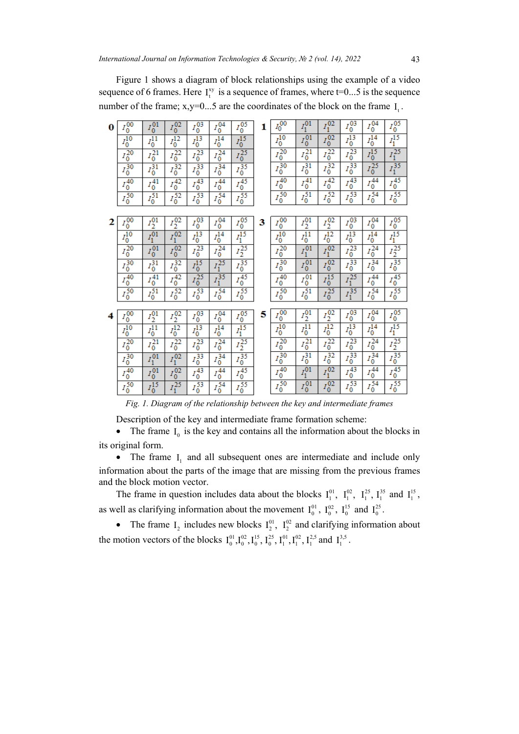Figure 1 shows a diagram of block relationships using the example of a video sequence of 6 frames. Here $I_t^{xy}$ is a sequence of frames, where t=0...5 is the sequence number of the frame; x,y=0...5 are the coordinates of the block on the frame $I_t$.

**0**

| $I_0^{00}$ | $I_0^{01}$ | $I_0^{02}$ | $I_0^{03}$ | $I_0^{04}$ | $I_0^{05}$ |
|---|---|---|---|---|---|
| $I_0^{10}$ | $I_0^{11}$ | $I_0^{12}$ | $I_0^{13}$ | $I_0^{14}$ | $I_0^{15}$ |
| $I_0^{20}$ | $I_0^{21}$ | $I_0^{22}$ | $I_0^{23}$ | $I_0^{24}$ | $I_0^{25}$ |
| $I_0^{30}$ | $I_0^{31}$ | $I_0^{32}$ | $I_0^{33}$ | $I_0^{34}$ | $I_0^{35}$ |
| $I_0^{40}$ | $I_0^{41}$ | $I_0^{42}$ | $I_0^{43}$ | $I_0^{44}$ | $I_0^{45}$ |
| $I_0^{50}$ | $I_0^{51}$ | $I_0^{52}$ | $I_0^{53}$ | $I_0^{54}$ | $I_0^{55}$ |

**1**

| $I_0^{00}$ | $I_1^{01}$ | $I_1^{02}$ | $I_0^{03}$ | $I_0^{04}$ | $I_0^{05}$ |
|---|---|---|---|---|---|
| $I_0^{10}$ | $I_0^{01}$ | $I_0^{02}$ | $I_0^{13}$ | $I_0^{14}$ | $I_1^{15}$ |
| $I_0^{20}$ | $I_0^{21}$ | $I_0^{22}$ | $I_0^{23}$ | $I_0^{15}$ | $I_1^{25}$ |
| $I_0^{30}$ | $I_0^{31}$ | $I_0^{32}$ | $I_0^{33}$ | $I_0^{25}$ | $I_1^{35}$ |
| $I_0^{40}$ | $I_0^{41}$ | $I_0^{42}$ | $I_0^{43}$ | $I_0^{44}$ | $I_0^{45}$ |
| $I_0^{50}$ | $I_0^{51}$ | $I_0^{52}$ | $I_0^{53}$ | $I_0^{54}$ | $I_0^{55}$ |

**2**

| $I_0^{00}$ | $I_2^{01}$ | $I_2^{02}$ | $I_0^{03}$ | $I_0^{04}$ | $I_0^{05}$ |
|---|---|---|---|---|---|
| $I_0^{10}$ | $I_1^{01}$ | $I_1^{02}$ | $I_0^{13}$ | $I_0^{14}$ | $I_1^{15}$ |
| $I_0^{20}$ | $I_0^{01}$ | $I_0^{02}$ | $I_0^{23}$ | $I_0^{24}$ | $I_2^{25}$ |
| $I_0^{30}$ | $I_0^{31}$ | $I_0^{32}$ | $I_0^{15}$ | $I_1^{25}$ | $I_0^{35}$ |
| $I_0^{40}$ | $I_0^{41}$ | $I_0^{42}$ | $I_0^{25}$ | $I_1^{35}$ | $I_0^{45}$ |
| $I_0^{50}$ | $I_0^{51}$ | $I_0^{52}$ | $I_0^{53}$ | $I_0^{54}$ | $I_0^{55}$ |

**3**

| $I_0^{00}$ | $I_2^{01}$ | $I_2^{02}$ | $I_0^{03}$ | $I_0^{04}$ | $I_0^{05}$ |
|---|---|---|---|---|---|
| $I_0^{10}$ | $I_0^{11}$ | $I_0^{12}$ | $I_0^{13}$ | $I_0^{14}$ | $I_1^{15}$ |
| $I_0^{20}$ | $I_1^{01}$ | $I_1^{02}$ | $I_0^{23}$ | $I_0^{24}$ | $I_2^{25}$ |
| $I_0^{30}$ | $I_0^{01}$ | $I_0^{02}$ | $I_0^{33}$ | $I_0^{34}$ | $I_0^{35}$ |
| $I_0^{40}$ | $I_0^{01}$ | $I_0^{15}$ | $I_1^{25}$ | $I_0^{44}$ | $I_0^{45}$ |
| $I_0^{50}$ | $I_0^{51}$ | $I_0^{25}$ | $I_1^{35}$ | $I_0^{54}$ | $I_0^{55}$ |

**4**

| $I_0^{00}$ | $I_2^{01}$ | $I_2^{02}$ | $I_0^{03}$ | $I_0^{04}$ | $I_0^{05}$ |
|---|---|---|---|---|---|
| $I_0^{10}$ | $I_0^{11}$ | $I_0^{12}$ | $I_0^{13}$ | $I_0^{14}$ | $I_1^{15}$ |
| $I_0^{20}$ | $I_0^{21}$ | $I_0^{22}$ | $I_0^{23}$ | $I_0^{24}$ | $I_2^{25}$ |
| $I_0^{30}$ | $I_1^{01}$ | $I_1^{02}$ | $I_0^{33}$ | $I_0^{34}$ | $I_0^{35}$ |
| $I_0^{40}$ | $I_0^{01}$ | $I_0^{02}$ | $I_0^{43}$ | $I_0^{44}$ | $I_0^{45}$ |
| $I_0^{50}$ | $I_0^{15}$ | $I_1^{25}$ | $I_0^{53}$ | $I_0^{54}$ | $I_0^{55}$ |

**5**

| $I_0^{00}$ | $I_2^{01}$ | $I_2^{02}$ | $I_0^{03}$ | $I_0^{04}$ | $I_0^{05}$ |
|---|---|---|---|---|---|
| $I_0^{10}$ | $I_0^{11}$ | $I_0^{12}$ | $I_0^{13}$ | $I_0^{14}$ | $I_1^{15}$ |
| $I_0^{20}$ | $I_0^{21}$ | $I_0^{22}$ | $I_0^{23}$ | $I_0^{24}$ | $I_2^{25}$ |
| $I_0^{30}$ | $I_0^{31}$ | $I_0^{32}$ | $I_0^{33}$ | $I_0^{34}$ | $I_0^{35}$ |
| $I_0^{40}$ | $I_1^{01}$ | $I_1^{02}$ | $I_0^{43}$ | $I_0^{44}$ | $I_0^{45}$ |
| $I_0^{50}$ | $I_0^{01}$ | $I_0^{02}$ | $I_0^{53}$ | $I_0^{54}$ | $I_0^{55}$ |

*Fig. 1. Diagram of the relationship between the key and intermediate frames*

Description of the key and intermediate frame formation scheme:

- The frame $I_0$ is the key and contains all the information about the blocks in its original form.
- The frame $I_1$ and all subsequent ones are intermediate and include only information about the parts of the image that are missing from the previous frames and the block motion vector.

The frame in question includes data about the blocks $I_1^{01}$, $I_1^{02}$, $I_1^{25}$, $I_1^{35}$ and $I_1^{15}$, as well as clarifying information about the movement $I_0^{01}$, $I_0^{02}$, $I_0^{15}$ and $I_0^{25}$.

- The frame $I_2$ includes new blocks $I_2^{01}$, $I_2^{02}$ and clarifying information about the motion vectors of the blocks $I_0^{01}, I_0^{02}, I_0^{15}$, $I_0^{25}$, $I_1^{01}, I_1^{02}, I_1^{2,5}$ and $I_1^{3,5}$.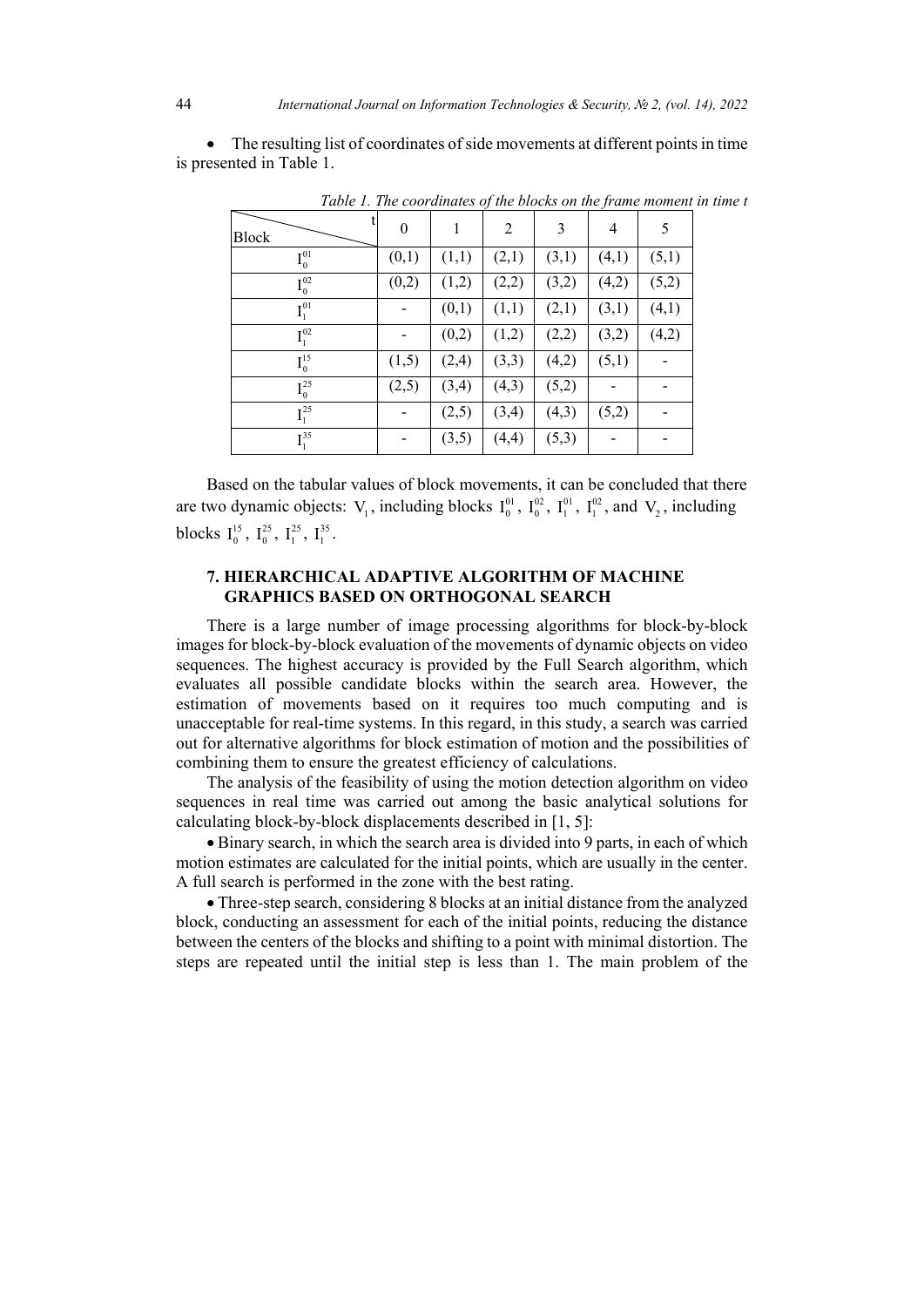- The resulting list of coordinates of side movements at different points in time is presented in Table 1.

*Table 1. The coordinates of the blocks on the frame moment in time t*

| Block \ t | 0 | 1 | 2 | 3 | 4 | 5 |
|---|---|---|---|---|---|---|
| $I_0^{01}$ | (0,1) | (1,1) | (2,1) | (3,1) | (4,1) | (5,1) |
| $I_0^{02}$ | (0,2) | (1,2) | (2,2) | (3,2) | (4,2) | (5,2) |
| $I_1^{01}$ | - | (0,1) | (1,1) | (2,1) | (3,1) | (4,1) |
| $I_1^{02}$ | - | (0,2) | (1,2) | (2,2) | (3,2) | (4,2) |
| $I_0^{15}$ | (1,5) | (2,4) | (3,3) | (4,2) | (5,1) | - |
| $I_0^{25}$ | (2,5) | (3,4) | (4,3) | (5,2) | - | - |
| $I_1^{25}$ | - | (2,5) | (3,4) | (4,3) | (5,2) | - |
| $I_1^{35}$ | - | (3,5) | (4,4) | (5,3) | - | - |

Based on the tabular values of block movements, it can be concluded that there are two dynamic objects: $V_1$, including blocks $I_0^{01}$, $I_0^{02}$, $I_1^{01}$, $I_1^{02}$, and $V_2$, including blocks $I_0^{15}$, $I_0^{25}$, $I_1^{25}$, $I_1^{35}$.

## 7. HIERARCHICAL ADAPTIVE ALGORITHM OF MACHINE GRAPHICS BASED ON ORTHOGONAL SEARCH

There is a large number of image processing algorithms for block-by-block images for block-by-block evaluation of the movements of dynamic objects on video sequences. The highest accuracy is provided by the Full Search algorithm, which evaluates all possible candidate blocks within the search area. However, the estimation of movements based on it requires too much computing and is unacceptable for real-time systems. In this regard, in this study, a search was carried out for alternative algorithms for block estimation of motion and the possibilities of combining them to ensure the greatest efficiency of calculations.

The analysis of the feasibility of using the motion detection algorithm on video sequences in real time was carried out among the basic analytical solutions for calculating block-by-block displacements described in [1, 5]:

- Binary search, in which the search area is divided into 9 parts, in each of which motion estimates are calculated for the initial points, which are usually in the center. A full search is performed in the zone with the best rating.
- Three-step search, considering 8 blocks at an initial distance from the analyzed block, conducting an assessment for each of the initial points, reducing the distance between the centers of the blocks and shifting to a point with minimal distortion. The steps are repeated until the initial step is less than 1. The main problem of the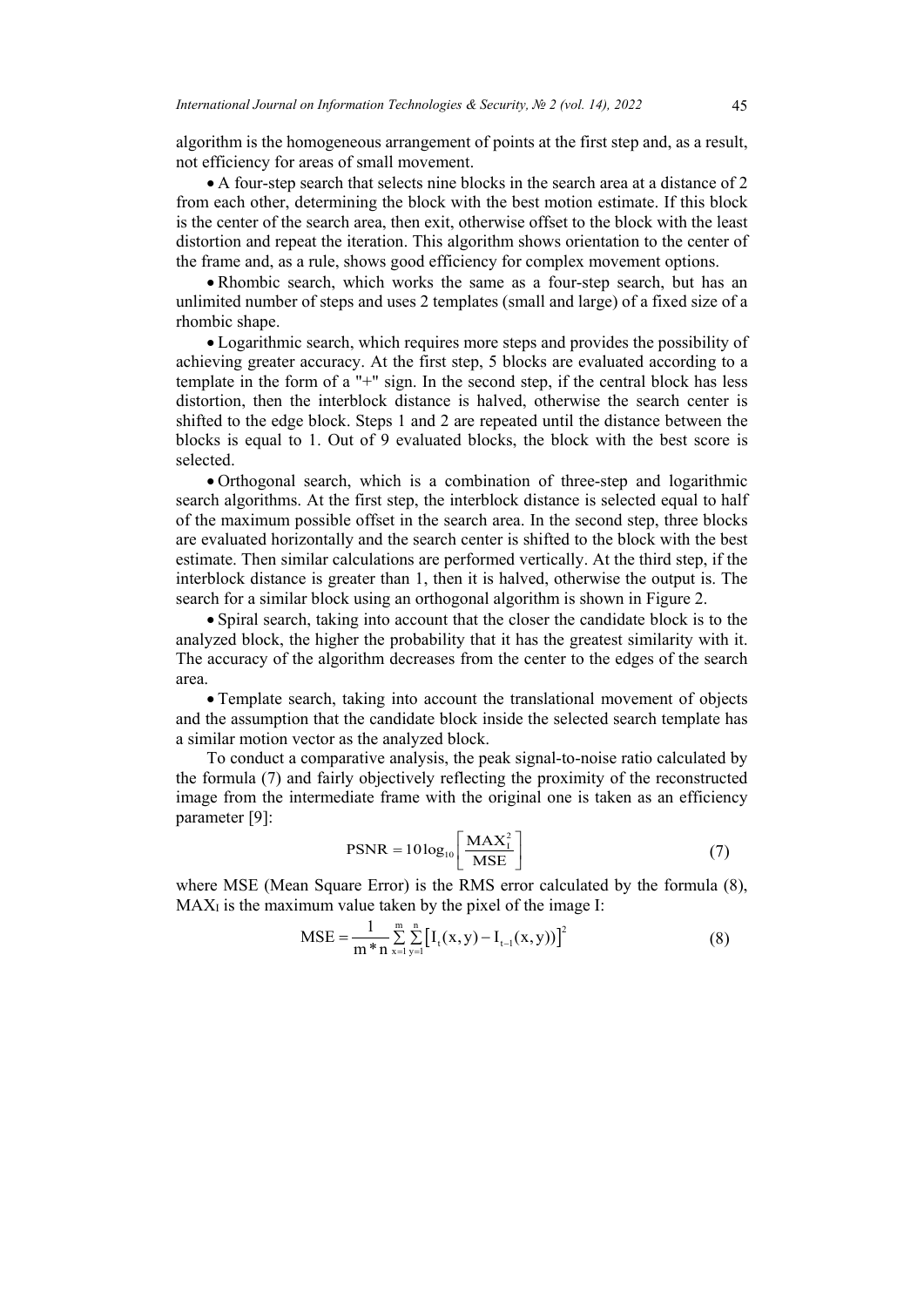algorithm is the homogeneous arrangement of points at the first step and, as a result, not efficiency for areas of small movement.

- A four-step search that selects nine blocks in the search area at a distance of 2 from each other, determining the block with the best motion estimate. If this block is the center of the search area, then exit, otherwise offset to the block with the least distortion and repeat the iteration. This algorithm shows orientation to the center of the frame and, as a rule, shows good efficiency for complex movement options.
- Rhombic search, which works the same as a four-step search, but has an unlimited number of steps and uses 2 templates (small and large) of a fixed size of a rhombic shape.
- Logarithmic search, which requires more steps and provides the possibility of achieving greater accuracy. At the first step, 5 blocks are evaluated according to a template in the form of a "+" sign. In the second step, if the central block has less distortion, then the interblock distance is halved, otherwise the search center is shifted to the edge block. Steps 1 and 2 are repeated until the distance between the blocks is equal to 1. Out of 9 evaluated blocks, the block with the best score is selected.
- Orthogonal search, which is a combination of three-step and logarithmic search algorithms. At the first step, the interblock distance is selected equal to half of the maximum possible offset in the search area. In the second step, three blocks are evaluated horizontally and the search center is shifted to the block with the best estimate. Then similar calculations are performed vertically. At the third step, if the interblock distance is greater than 1, then it is halved, otherwise the output is. The search for a similar block using an orthogonal algorithm is shown in Figure 2.
- Spiral search, taking into account that the closer the candidate block is to the analyzed block, the higher the probability that it has the greatest similarity with it. The accuracy of the algorithm decreases from the center to the edges of the search area.
- Template search, taking into account the translational movement of objects and the assumption that the candidate block inside the selected search template has a similar motion vector as the analyzed block.

To conduct a comparative analysis, the peak signal-to-noise ratio calculated by the formula (7) and fairly objectively reflecting the proximity of the reconstructed image from the intermediate frame with the original one is taken as an efficiency parameter [9]:

$$\mathrm{PSNR} = 10\log_{10}\left[\frac{\mathrm{MAX}_I^2}{\mathrm{MSE}}\right] \tag{7}$$

where MSE (Mean Square Error) is the RMS error calculated by the formula (8), $\mathrm{MAX}_I$ is the maximum value taken by the pixel of the image I:

$$\mathrm{MSE} = \frac{1}{m*n}\sum_{x=1}^{m}\sum_{y=1}^{n}\left[I_t(x,y) - I_{t-1}(x,y))\right]^2 \tag{8}$$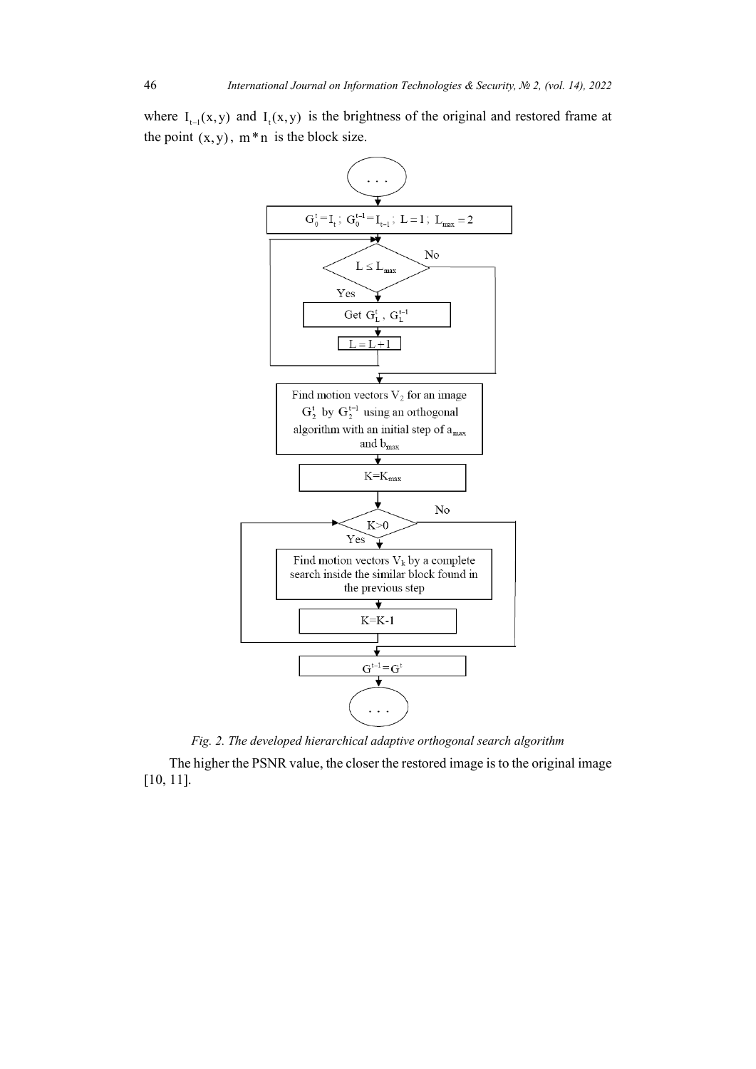where $I_{t-1}(x,y)$ and $I_t(x,y)$ is the brightness of the original and restored frame at the point $(x,y)$, $m*n$ is the block size.

Fig. 2. The developed hierarchical adaptive orthogonal search algorithm

The higher the PSNR value, the closer the restored image is to the original image [10, 11].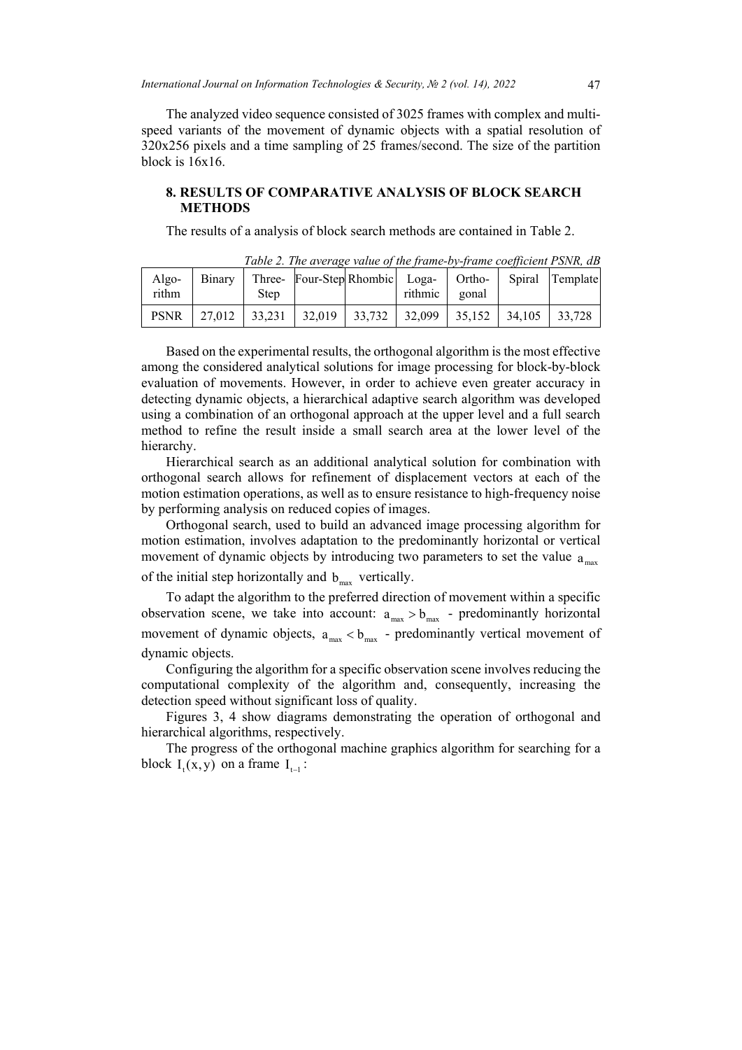The analyzed video sequence consisted of 3025 frames with complex and multi-speed variants of the movement of dynamic objects with a spatial resolution of 320x256 pixels and a time sampling of 25 frames/second. The size of the partition block is 16x16.

## 8. RESULTS OF COMPARATIVE ANALYSIS OF BLOCK SEARCH METHODS

The results of a analysis of block search methods are contained in Table 2.

*Table 2. The average value of the frame-by-frame coefficient PSNR, dB*

| Algorithm | Binary | Three-Step | Four-Step | Rhombic | Logarithmic | Orthogonal | Spiral | Template |
|---|---|---|---|---|---|---|---|---|
| PSNR | 27,012 | 33,231 | 32,019 | 33,732 | 32,099 | 35,152 | 34,105 | 33,728 |

Based on the experimental results, the orthogonal algorithm is the most effective among the considered analytical solutions for image processing for block-by-block evaluation of movements. However, in order to achieve even greater accuracy in detecting dynamic objects, a hierarchical adaptive search algorithm was developed using a combination of an orthogonal approach at the upper level and a full search method to refine the result inside a small search area at the lower level of the hierarchy.

Hierarchical search as an additional analytical solution for combination with orthogonal search allows for refinement of displacement vectors at each of the motion estimation operations, as well as to ensure resistance to high-frequency noise by performing analysis on reduced copies of images.

Orthogonal search, used to build an advanced image processing algorithm for motion estimation, involves adaptation to the predominantly horizontal or vertical movement of dynamic objects by introducing two parameters to set the value $a_{max}$ of the initial step horizontally and $b_{max}$ vertically.

To adapt the algorithm to the preferred direction of movement within a specific observation scene, we take into account: $a_{max} > b_{max}$ - predominantly horizontal movement of dynamic objects, $a_{max} < b_{max}$ - predominantly vertical movement of dynamic objects.

Configuring the algorithm for a specific observation scene involves reducing the computational complexity of the algorithm and, consequently, increasing the detection speed without significant loss of quality.

Figures 3, 4 show diagrams demonstrating the operation of orthogonal and hierarchical algorithms, respectively.

The progress of the orthogonal machine graphics algorithm for searching for a block $I_t(x, y)$ on a frame $I_{t-1}$: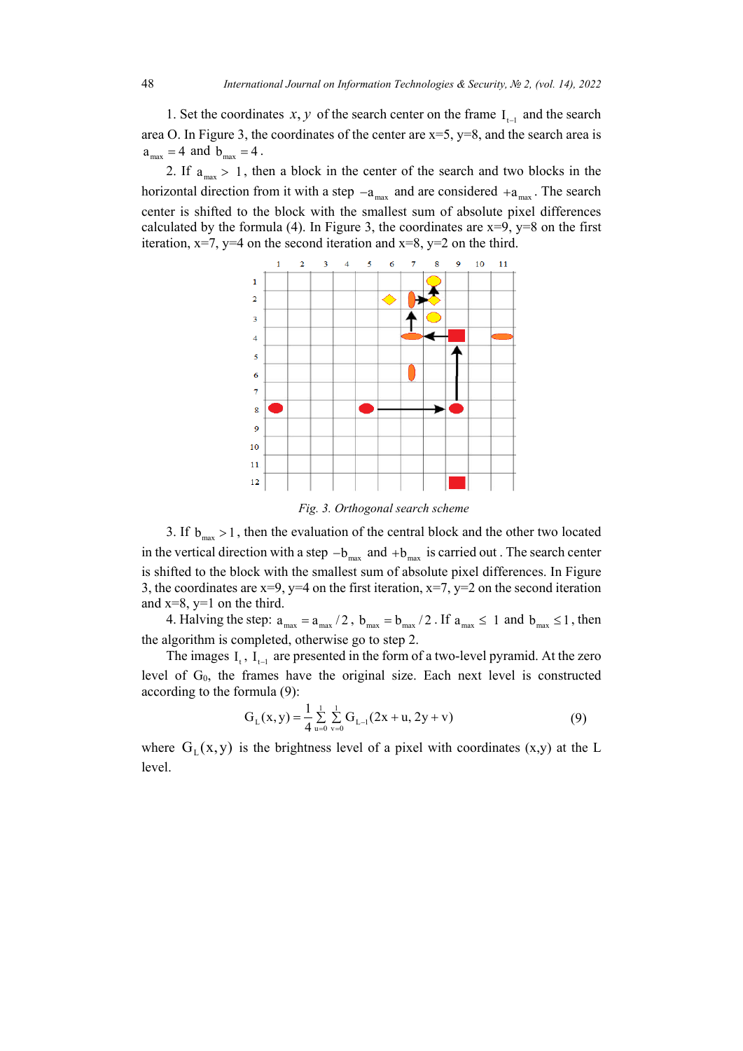1. Set the coordinates $x, y$ of the search center on the frame $I_{t-1}$ and the search area O. In Figure 3, the coordinates of the center are x=5, y=8, and the search area is $a_{max} = 4$ and $b_{max} = 4$.

2. If $a_{max} > 1$, then a block in the center of the search and two blocks in the horizontal direction from it with a step $-a_{max}$ and are considered $+a_{max}$. The search center is shifted to the block with the smallest sum of absolute pixel differences calculated by the formula (4). In Figure 3, the coordinates are x=9, y=8 on the first iteration, x=7, y=4 on the second iteration and x=8, y=2 on the third.

*Fig. 3. Orthogonal search scheme*

3. If $b_{max} > 1$, then the evaluation of the central block and the other two located in the vertical direction with a step $-b_{max}$ and $+b_{max}$ is carried out . The search center is shifted to the block with the smallest sum of absolute pixel differences. In Figure 3, the coordinates are x=9, y=4 on the first iteration, x=7, y=2 on the second iteration and x=8, y=1 on the third.

4. Halving the step: $a_{max} = a_{max}/2$, $b_{max} = b_{max}/2$. If $a_{max} \leq 1$ and $b_{max} \leq 1$, then the algorithm is completed, otherwise go to step 2.

The images $I_t$, $I_{t-1}$ are presented in the form of a two-level pyramid. At the zero level of $G_0$, the frames have the original size. Each next level is constructed according to the formula (9):

$$G_L(x, y) = \frac{1}{4}\sum_{u=0}^{1}\sum_{v=0}^{1} G_{L-1}(2x + u, 2y + v) \tag{9}$$

where $G_L(x, y)$ is the brightness level of a pixel with coordinates (x,y) at the L level.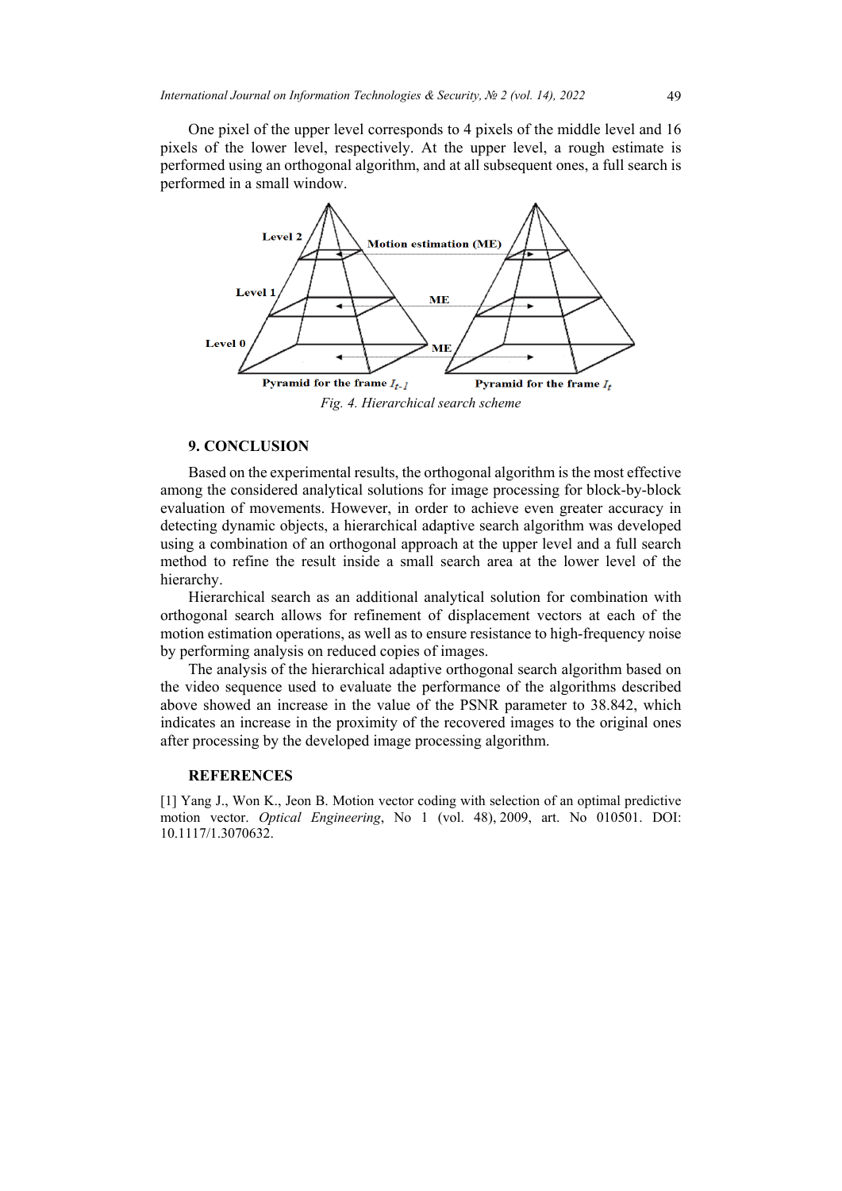One pixel of the upper level corresponds to 4 pixels of the middle level and 16 pixels of the lower level, respectively. At the upper level, a rough estimate is performed using an orthogonal algorithm, and at all subsequent ones, a full search is performed in a small window.

*Fig. 4. Hierarchical search scheme*

## 9. CONCLUSION

Based on the experimental results, the orthogonal algorithm is the most effective among the considered analytical solutions for image processing for block-by-block evaluation of movements. However, in order to achieve even greater accuracy in detecting dynamic objects, a hierarchical adaptive search algorithm was developed using a combination of an orthogonal approach at the upper level and a full search method to refine the result inside a small search area at the lower level of the hierarchy.

Hierarchical search as an additional analytical solution for combination with orthogonal search allows for refinement of displacement vectors at each of the motion estimation operations, as well as to ensure resistance to high-frequency noise by performing analysis on reduced copies of images.

The analysis of the hierarchical adaptive orthogonal search algorithm based on the video sequence used to evaluate the performance of the algorithms described above showed an increase in the value of the PSNR parameter to 38.842, which indicates an increase in the proximity of the recovered images to the original ones after processing by the developed image processing algorithm.

## REFERENCES

[1] Yang J., Won K., Jeon B. Motion vector coding with selection of an optimal predictive motion vector. *Optical Engineering*, No 1 (vol. 48), 2009, art. No 010501. DOI: 10.1117/1.3070632.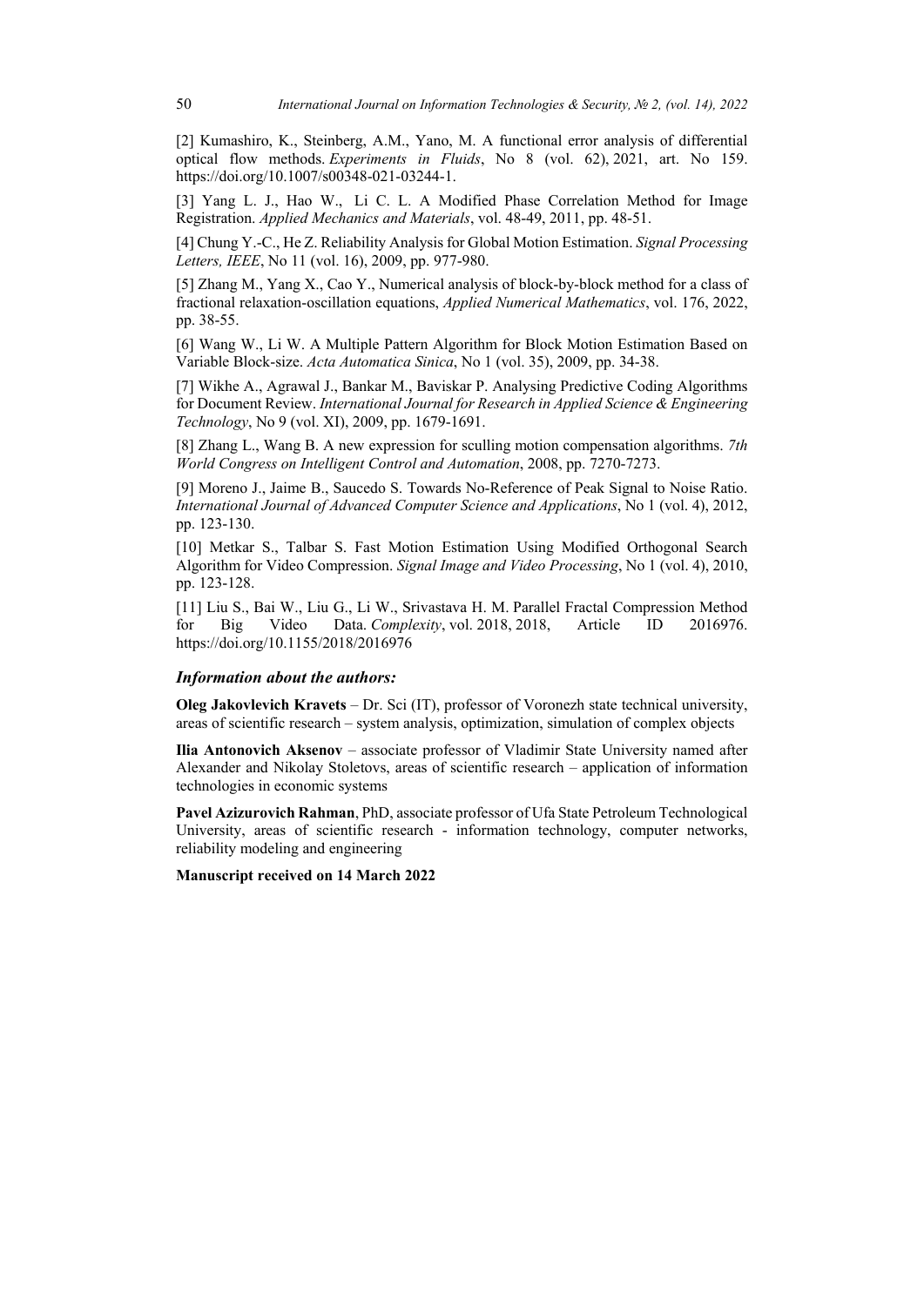[2] Kumashiro, K., Steinberg, A.M., Yano, M. A functional error analysis of differential optical flow methods. *Experiments in Fluids*, No 8 (vol. 62), 2021, art. No 159. https://doi.org/10.1007/s00348-021-03244-1.

[3] Yang L. J., Hao W., Li C. L. A Modified Phase Correlation Method for Image Registration. *Applied Mechanics and Materials*, vol. 48-49, 2011, pp. 48-51.

[4] Chung Y.-C., He Z. Reliability Analysis for Global Motion Estimation. *Signal Processing Letters, IEEE*, No 11 (vol. 16), 2009, pp. 977-980.

[5] Zhang M., Yang X., Cao Y., Numerical analysis of block-by-block method for a class of fractional relaxation-oscillation equations, *Applied Numerical Mathematics*, vol. 176, 2022, pp. 38-55.

[6] Wang W., Li W. A Multiple Pattern Algorithm for Block Motion Estimation Based on Variable Block-size. *Acta Automatica Sinica*, No 1 (vol. 35), 2009, pp. 34-38.

[7] Wikhe A., Agrawal J., Bankar M., Baviskar P. Analysing Predictive Coding Algorithms for Document Review. *International Journal for Research in Applied Science & Engineering Technology*, No 9 (vol. XI), 2009, pp. 1679-1691.

[8] Zhang L., Wang B. A new expression for sculling motion compensation algorithms. *7th World Congress on Intelligent Control and Automation*, 2008, pp. 7270-7273.

[9] Moreno J., Jaime B., Saucedo S. Towards No-Reference of Peak Signal to Noise Ratio. *International Journal of Advanced Computer Science and Applications*, No 1 (vol. 4), 2012, pp. 123-130.

[10] Metkar S., Talbar S. Fast Motion Estimation Using Modified Orthogonal Search Algorithm for Video Compression. *Signal Image and Video Processing*, No 1 (vol. 4), 2010, pp. 123-128.

[11] Liu S., Bai W., Liu G., Li W., Srivastava H. M. Parallel Fractal Compression Method for Big Video Data. *Complexity*, vol. 2018, 2018, Article ID 2016976. https://doi.org/10.1155/2018/2016976

### *Information about the authors:*

**Oleg Jakovlevich Kravets** – Dr. Sci (IT), professor of Voronezh state technical university, areas of scientific research – system analysis, optimization, simulation of complex objects

**Ilia Antonovich Aksenov** – associate professor of Vladimir State University named after Alexander and Nikolay Stoletovs, areas of scientific research – application of information technologies in economic systems

**Pavel Azizurovich Rahman**, PhD, associate professor of Ufa State Petroleum Technological University, areas of scientific research - information technology, computer networks, reliability modeling and engineering

**Manuscript received on 14 March 2022**